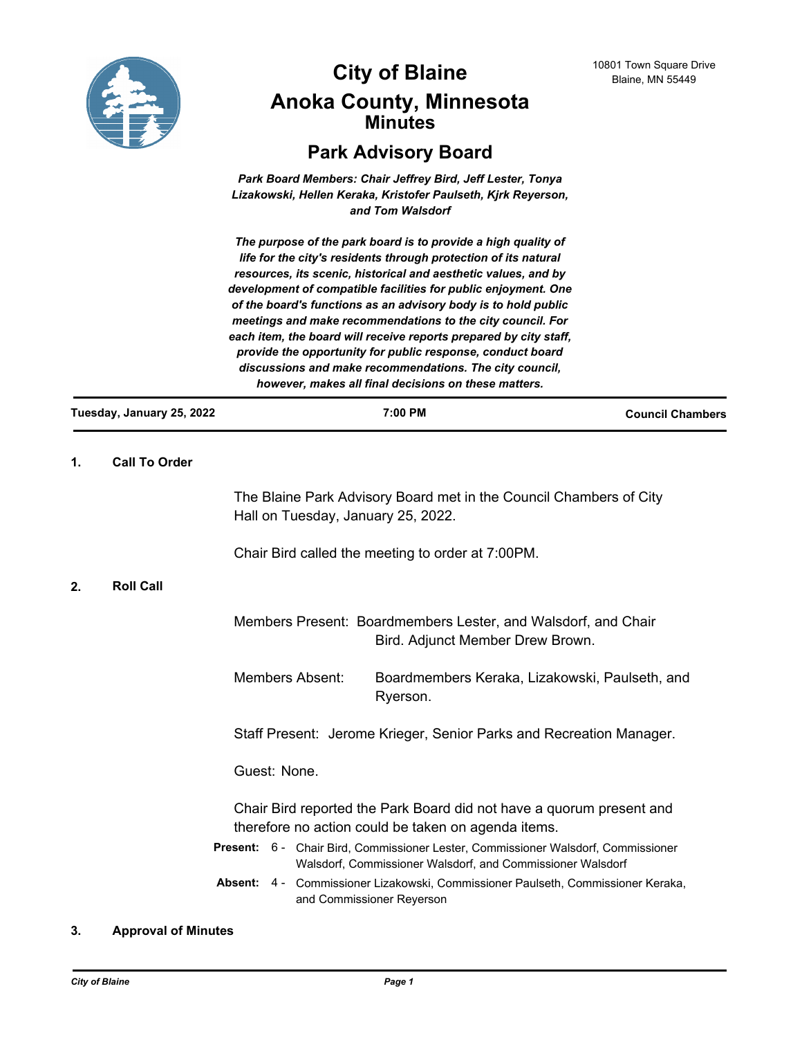# City of Blaine
## Anoka County, Minnesota
## Minutes
## Park Advisory Board

10801 Town Square Drive
Blaine, MN 55449

***Park Board Members: Chair Jeffrey Bird, Jeff Lester, Tonya Lizakowski, Hellen Keraka, Kristofer Paulseth, Kjrk Reyerson, and Tom Walsdorf***

***The purpose of the park board is to provide a high quality of life for the city's residents through protection of its natural resources, its scenic, historical and aesthetic values, and by development of compatible facilities for public enjoyment. One of the board's functions as an advisory body is to hold public meetings and make recommendations to the city council. For each item, the board will receive reports prepared by city staff, provide the opportunity for public response, conduct board discussions and make recommendations. The city council, however, makes all final decisions on these matters.***

**Tuesday, January 25, 2022** | **7:00 PM** | **Council Chambers**

### 1. Call To Order

The Blaine Park Advisory Board met in the Council Chambers of City Hall on Tuesday, January 25, 2022.

Chair Bird called the meeting to order at 7:00PM.

### 2. Roll Call

Members Present: Boardmembers Lester, and Walsdorf, and Chair Bird. Adjunct Member Drew Brown.

Members Absent: Boardmembers Keraka, Lizakowski, Paulseth, and Ryerson.

Staff Present: Jerome Krieger, Senior Parks and Recreation Manager.

Guest: None.

Chair Bird reported the Park Board did not have a quorum present and therefore no action could be taken on agenda items.

**Present:** 6 - Chair Bird, Commissioner Lester, Commissioner Walsdorf, Commissioner Walsdorf, Commissioner Walsdorf, and Commissioner Walsdorf

**Absent:** 4 - Commissioner Lizakowski, Commissioner Paulseth, Commissioner Keraka, and Commissioner Reyerson

### 3. Approval of Minutes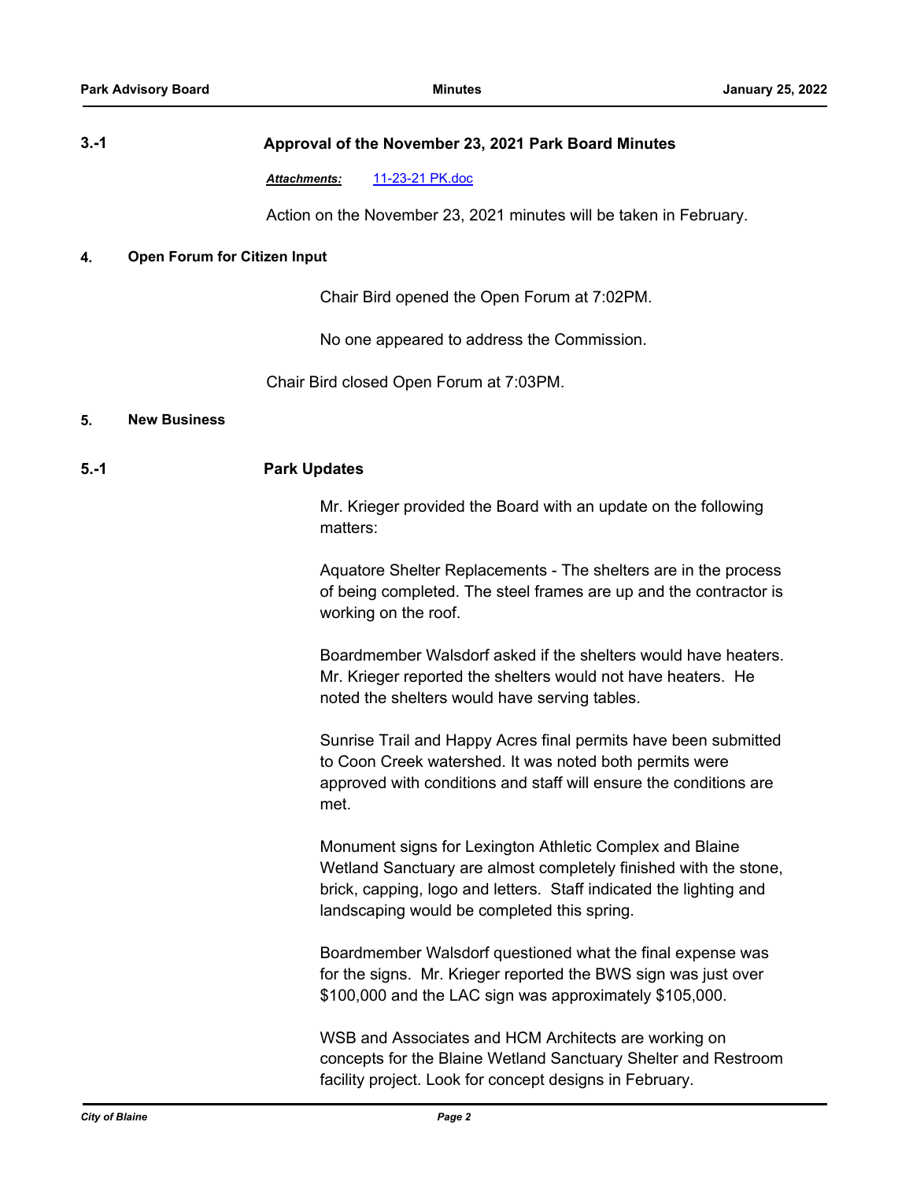**3.-1 Approval of the November 23, 2021 Park Board Minutes**

***Attachments:*** 11-23-21 PK.doc

Action on the November 23, 2021 minutes will be taken in February.

**4. Open Forum for Citizen Input**

Chair Bird opened the Open Forum at 7:02PM.

No one appeared to address the Commission.

Chair Bird closed Open Forum at 7:03PM.

**5. New Business**

**5.-1 Park Updates**

Mr. Krieger provided the Board with an update on the following matters:

Aquatore Shelter Replacements - The shelters are in the process of being completed. The steel frames are up and the contractor is working on the roof.

Boardmember Walsdorf asked if the shelters would have heaters. Mr. Krieger reported the shelters would not have heaters. He noted the shelters would have serving tables.

Sunrise Trail and Happy Acres final permits have been submitted to Coon Creek watershed. It was noted both permits were approved with conditions and staff will ensure the conditions are met.

Monument signs for Lexington Athletic Complex and Blaine Wetland Sanctuary are almost completely finished with the stone, brick, capping, logo and letters. Staff indicated the lighting and landscaping would be completed this spring.

Boardmember Walsdorf questioned what the final expense was for the signs. Mr. Krieger reported the BWS sign was just over $100,000 and the LAC sign was approximately $105,000.

WSB and Associates and HCM Architects are working on concepts for the Blaine Wetland Sanctuary Shelter and Restroom facility project. Look for concept designs in February.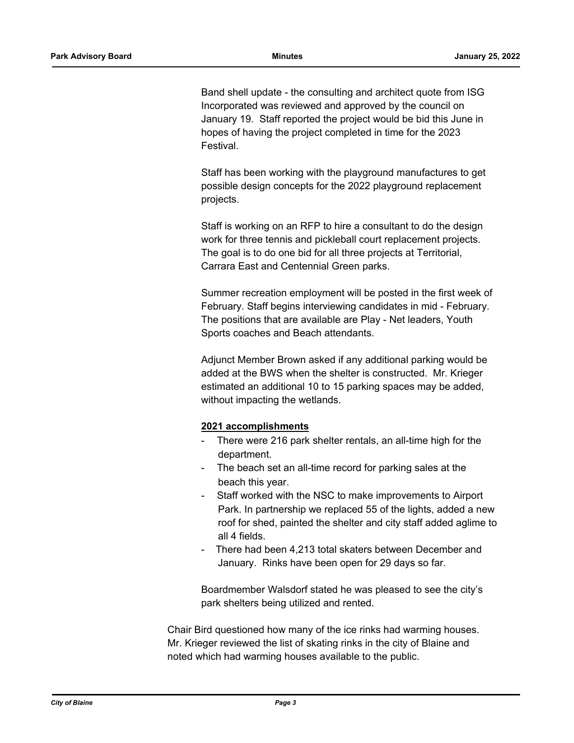Band shell update - the consulting and architect quote from ISG Incorporated was reviewed and approved by the council on January 19. Staff reported the project would be bid this June in hopes of having the project completed in time for the 2023 Festival.

Staff has been working with the playground manufactures to get possible design concepts for the 2022 playground replacement projects.

Staff is working on an RFP to hire a consultant to do the design work for three tennis and pickleball court replacement projects. The goal is to do one bid for all three projects at Territorial, Carrara East and Centennial Green parks.

Summer recreation employment will be posted in the first week of February. Staff begins interviewing candidates in mid - February. The positions that are available are Play - Net leaders, Youth Sports coaches and Beach attendants.

Adjunct Member Brown asked if any additional parking would be added at the BWS when the shelter is constructed. Mr. Krieger estimated an additional 10 to 15 parking spaces may be added, without impacting the wetlands.

**2021 accomplishments**

- There were 216 park shelter rentals, an all-time high for the department.
- The beach set an all-time record for parking sales at the beach this year.
- Staff worked with the NSC to make improvements to Airport Park. In partnership we replaced 55 of the lights, added a new roof for shed, painted the shelter and city staff added aglime to all 4 fields.
- There had been 4,213 total skaters between December and January. Rinks have been open for 29 days so far.

Boardmember Walsdorf stated he was pleased to see the city's park shelters being utilized and rented.

Chair Bird questioned how many of the ice rinks had warming houses. Mr. Krieger reviewed the list of skating rinks in the city of Blaine and noted which had warming houses available to the public.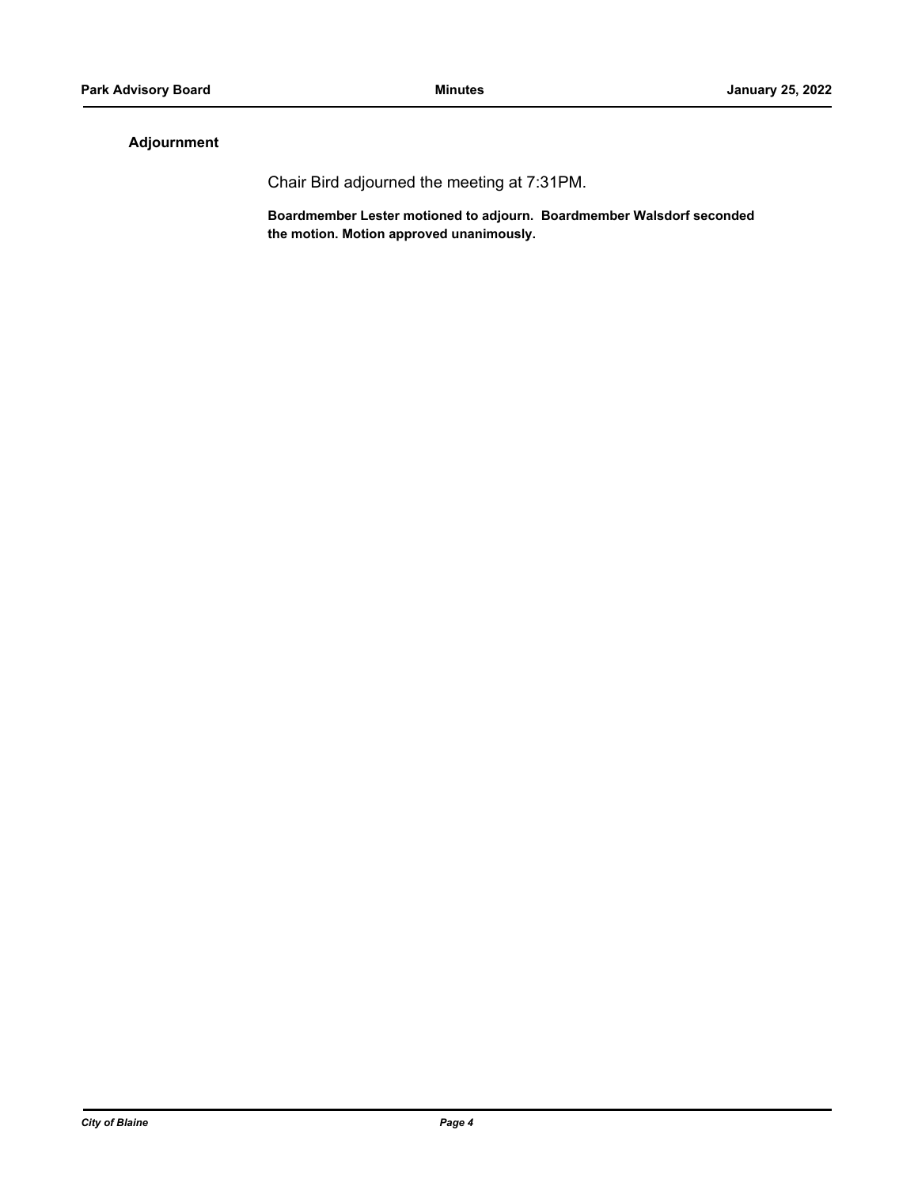### Adjournment

Chair Bird adjourned the meeting at 7:31PM.

**Boardmember Lester motioned to adjourn. Boardmember Walsdorf seconded the motion. Motion approved unanimously.**